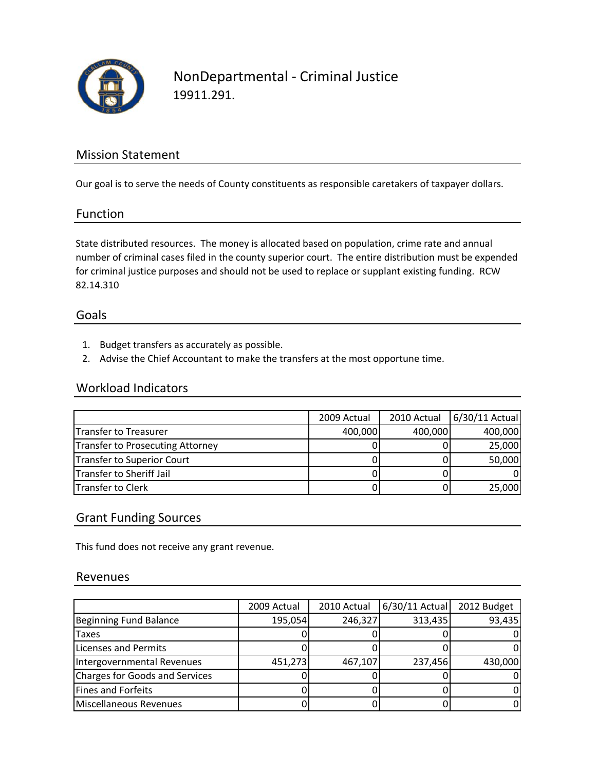# NonDepartmental - Criminal Justice

19911.291.

## Mission Statement

Our goal is to serve the needs of County constituents as responsible caretakers of taxpayer dollars.

## Function

State distributed resources. The money is allocated based on population, crime rate and annual number of criminal cases filed in the county superior court. The entire distribution must be expended for criminal justice purposes and should not be used to replace or supplant existing funding. RCW 82.14.310

## Goals

1. Budget transfers as accurately as possible.
2. Advise the Chief Accountant to make the transfers at the most opportune time.

## Workload Indicators

| | 2009 Actual | 2010 Actual | 6/30/11 Actual |
|---|---|---|---|
| Transfer to Treasurer | 400,000 | 400,000 | 400,000 |
| Transfer to Prosecuting Attorney | 0 | 0 | 25,000 |
| Transfer to Superior Court | 0 | 0 | 50,000 |
| Transfer to Sheriff Jail | 0 | 0 | 0 |
| Transfer to Clerk | 0 | 0 | 25,000 |

## Grant Funding Sources

This fund does not receive any grant revenue.

## Revenues

| | 2009 Actual | 2010 Actual | 6/30/11 Actual | 2012 Budget |
|---|---|---|---|---|
| Beginning Fund Balance | 195,054 | 246,327 | 313,435 | 93,435 |
| Taxes | 0 | 0 | 0 | 0 |
| Licenses and Permits | 0 | 0 | 0 | 0 |
| Intergovernmental Revenues | 451,273 | 467,107 | 237,456 | 430,000 |
| Charges for Goods and Services | 0 | 0 | 0 | 0 |
| Fines and Forfeits | 0 | 0 | 0 | 0 |
| Miscellaneous Revenues | 0 | 0 | 0 | 0 |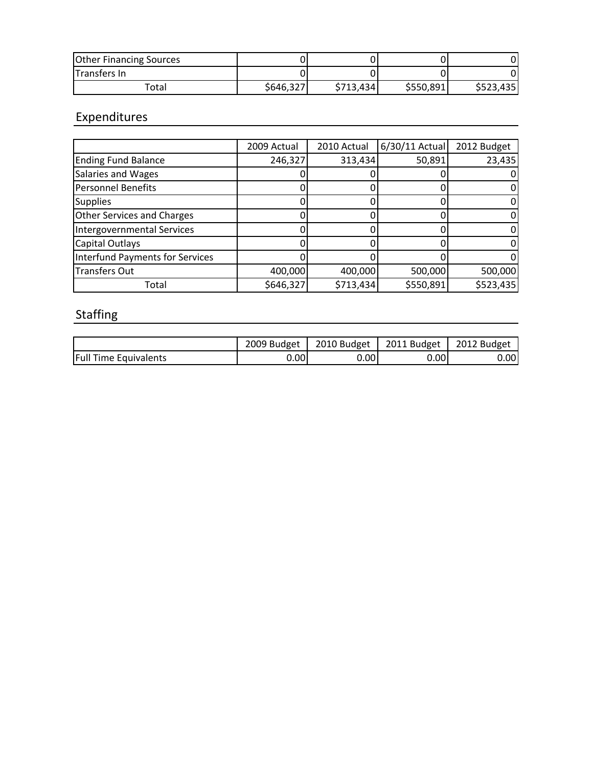| | | | | |
|---|---|---|---|---|
| Other Financing Sources | 0 | 0 | 0 | 0 |
| Transfers In | 0 | 0 | 0 | 0 |
| Total | $646,327 | $713,434 | $550,891 | $523,435 |

## Expenditures

| | 2009 Actual | 2010 Actual | 6/30/11 Actual | 2012 Budget |
|---|---|---|---|---|
| Ending Fund Balance | 246,327 | 313,434 | 50,891 | 23,435 |
| Salaries and Wages | 0 | 0 | 0 | 0 |
| Personnel Benefits | 0 | 0 | 0 | 0 |
| Supplies | 0 | 0 | 0 | 0 |
| Other Services and Charges | 0 | 0 | 0 | 0 |
| Intergovernmental Services | 0 | 0 | 0 | 0 |
| Capital Outlays | 0 | 0 | 0 | 0 |
| Interfund Payments for Services | 0 | 0 | 0 | 0 |
| Transfers Out | 400,000 | 400,000 | 500,000 | 500,000 |
| Total | $646,327 | $713,434 | $550,891 | $523,435 |

## Staffing

| | 2009 Budget | 2010 Budget | 2011 Budget | 2012 Budget |
|---|---|---|---|---|
| Full Time Equivalents | 0.00 | 0.00 | 0.00 | 0.00 |